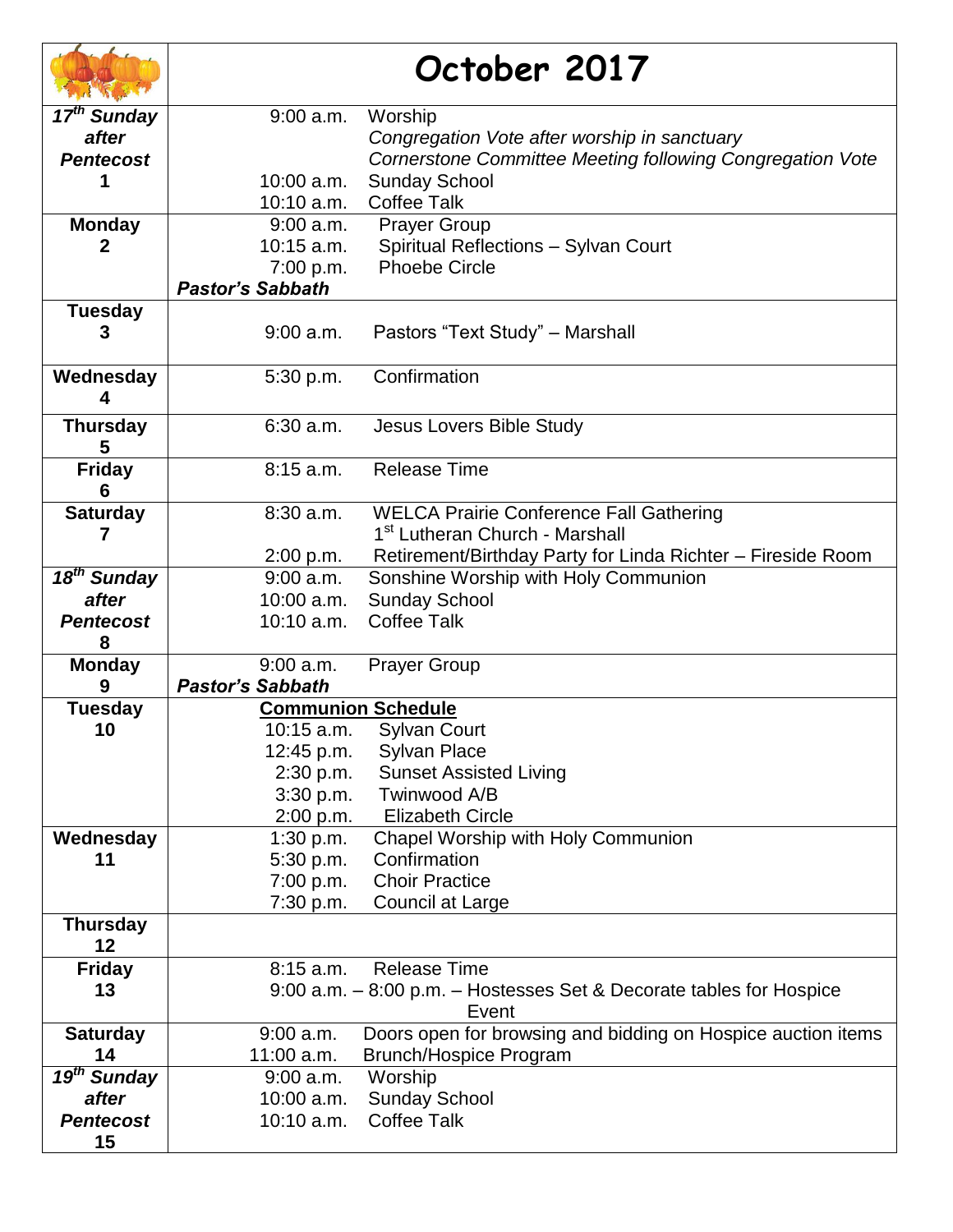# October 2017

| Day | Schedule |
| --- | --- |
| ***17th Sunday after Pentecost*** **1** | 9:00 a.m. Worship<br>*Congregation Vote after worship in sanctuary*<br>*Cornerstone Committee Meeting following Congregation Vote*<br>10:00 a.m. Sunday School<br>10:10 a.m. Coffee Talk |
| **Monday 2** | 9:00 a.m. Prayer Group<br>10:15 a.m. Spiritual Reflections – Sylvan Court<br>7:00 p.m. Phoebe Circle<br>***Pastor's Sabbath*** |
| **Tuesday 3** | 9:00 a.m. Pastors "Text Study" – Marshall |
| **Wednesday 4** | 5:30 p.m. Confirmation |
| **Thursday 5** | 6:30 a.m. Jesus Lovers Bible Study |
| **Friday 6** | 8:15 a.m. Release Time |
| **Saturday 7** | 8:30 a.m. WELCA Prairie Conference Fall Gathering<br>1st Lutheran Church - Marshall<br>2:00 p.m. Retirement/Birthday Party for Linda Richter – Fireside Room |
| ***18th Sunday after Pentecost*** **8** | 9:00 a.m. Sonshine Worship with Holy Communion<br>10:00 a.m. Sunday School<br>10:10 a.m. Coffee Talk |
| **Monday 9** | 9:00 a.m. Prayer Group<br>***Pastor's Sabbath*** |
| **Tuesday 10** | **<u>Communion Schedule</u>**<br>10:15 a.m. Sylvan Court<br>12:45 p.m. Sylvan Place<br>2:30 p.m. Sunset Assisted Living<br>3:30 p.m. Twinwood A/B<br>2:00 p.m. Elizabeth Circle |
| **Wednesday 11** | 1:30 p.m. Chapel Worship with Holy Communion<br>5:30 p.m. Confirmation<br>7:00 p.m. Choir Practice<br>7:30 p.m. Council at Large |
| **Thursday 12** | |
| **Friday 13** | 8:15 a.m. Release Time<br>9:00 a.m. – 8:00 p.m. – Hostesses Set & Decorate tables for Hospice Event |
| **Saturday 14** | 9:00 a.m. Doors open for browsing and bidding on Hospice auction items<br>11:00 a.m. Brunch/Hospice Program |
| ***19th Sunday after Pentecost*** **15** | 9:00 a.m. Worship<br>10:00 a.m. Sunday School<br>10:10 a.m. Coffee Talk |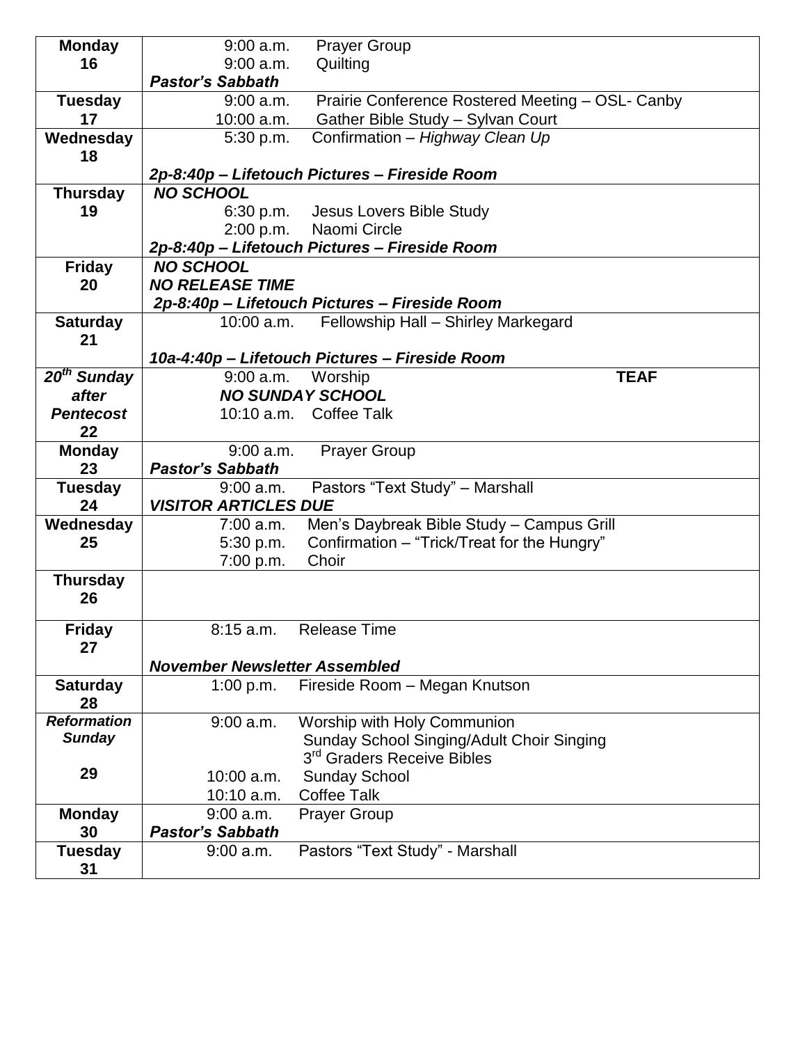| | |
|---|---|
| **Monday 16** | 9:00 a.m. Prayer Group<br>9:00 a.m. Quilting<br>***Pastor's Sabbath*** |
| **Tuesday 17** | 9:00 a.m. Prairie Conference Rostered Meeting – OSL- Canby<br>10:00 a.m. Gather Bible Study – Sylvan Court |
| **Wednesday 18** | 5:30 p.m. Confirmation – *Highway Clean Up*<br>***2p-8:40p – Lifetouch Pictures – Fireside Room*** |
| **Thursday 19** | ***NO SCHOOL***<br>6:30 p.m. Jesus Lovers Bible Study<br>2:00 p.m. Naomi Circle<br>***2p-8:40p – Lifetouch Pictures – Fireside Room*** |
| **Friday 20** | ***NO SCHOOL***<br>***NO RELEASE TIME***<br>***2p-8:40p – Lifetouch Pictures – Fireside Room*** |
| **Saturday 21** | 10:00 a.m. Fellowship Hall – Shirley Markegard<br>***10a-4:40p – Lifetouch Pictures – Fireside Room*** |
| ***20th Sunday after Pentecost* 22** | 9:00 a.m. Worship **TEAF**<br>***NO SUNDAY SCHOOL***<br>10:10 a.m. Coffee Talk |
| **Monday 23** | 9:00 a.m. Prayer Group<br>***Pastor's Sabbath*** |
| **Tuesday 24** | 9:00 a.m. Pastors "Text Study" – Marshall<br>***VISITOR ARTICLES DUE*** |
| **Wednesday 25** | 7:00 a.m. Men's Daybreak Bible Study – Campus Grill<br>5:30 p.m. Confirmation – "Trick/Treat for the Hungry"<br>7:00 p.m. Choir |
| **Thursday 26** | |
| **Friday 27** | 8:15 a.m. Release Time<br>***November Newsletter Assembled*** |
| **Saturday 28** | 1:00 p.m. Fireside Room – Megan Knutson |
| ***Reformation Sunday* 29** | 9:00 a.m. Worship with Holy Communion<br>Sunday School Singing/Adult Choir Singing<br>3rd Graders Receive Bibles<br>10:00 a.m. Sunday School<br>10:10 a.m. Coffee Talk |
| **Monday 30** | 9:00 a.m. Prayer Group<br>***Pastor's Sabbath*** |
| **Tuesday 31** | 9:00 a.m. Pastors "Text Study" - Marshall |